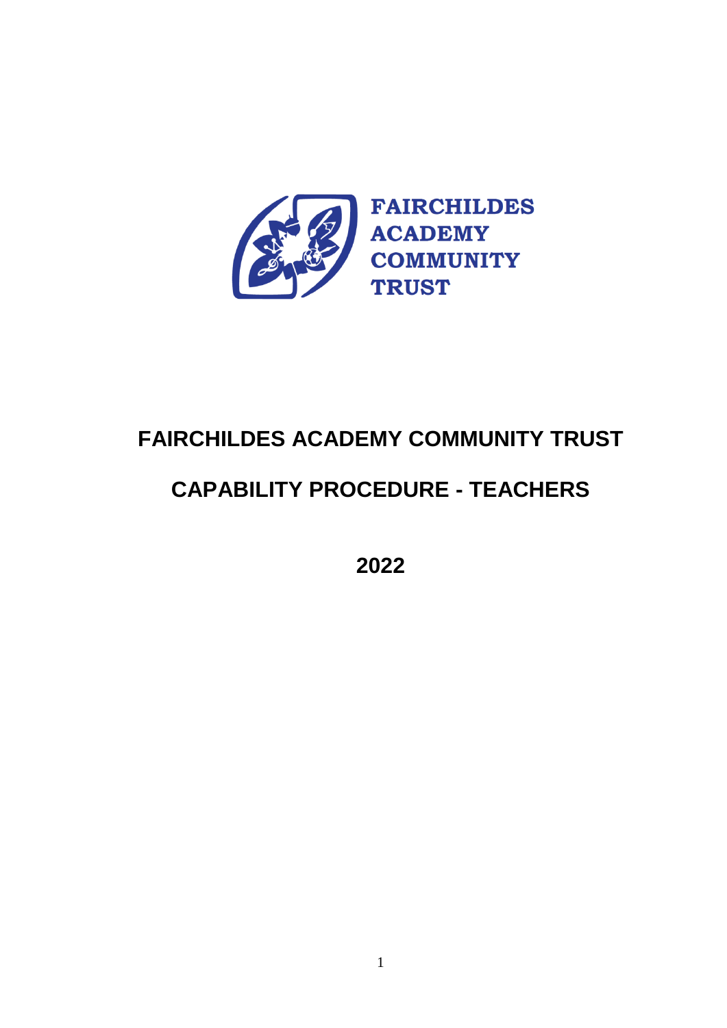FAIRCHILDES ACADEMY COMMUNITY TRUST

# FAIRCHILDES ACADEMY COMMUNITY TRUST

# CAPABILITY PROCEDURE - TEACHERS

## 2022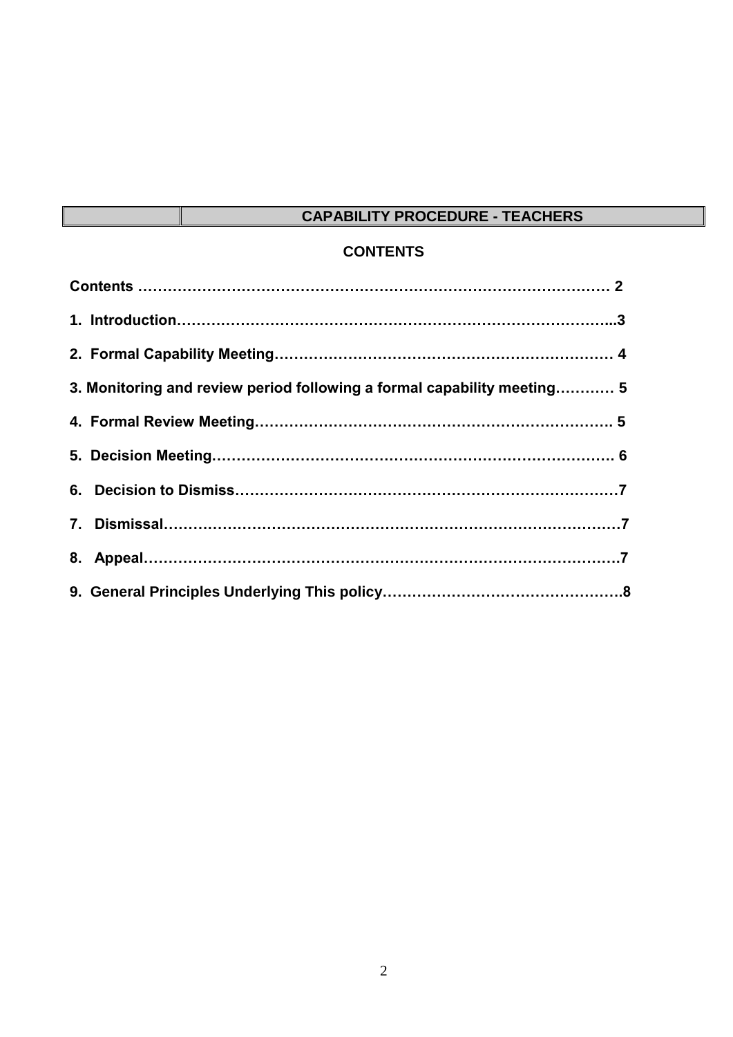# CAPABILITY PROCEDURE - TEACHERS

## CONTENTS

**Contents …………………………………………………………………………………… 2**

**1. Introduction……………………………………………………………………………...3**

**2. Formal Capability Meeting…………………………………………………………… 4**

**3. Monitoring and review period following a formal capability meeting………… 5**

**4. Formal Review Meeting………………………………………………………………. 5**

**5. Decision Meeting……………………………………………………………………… 6**

**6. Decision to Dismiss……………………………………………………………………7**

**7. Dismissal…………………………………………………………………………………7**

**8. Appeal……………………………………………………………………………………7**

**9. General Principles Underlying This policy………………………………………….8**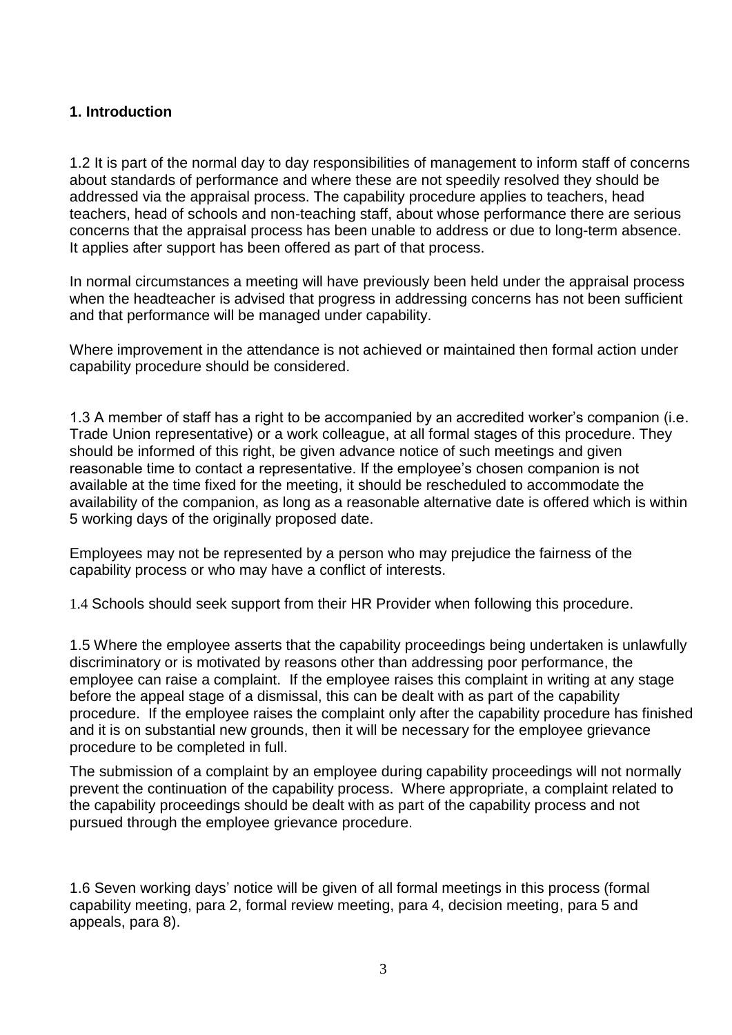## 1. Introduction

1.2 It is part of the normal day to day responsibilities of management to inform staff of concerns about standards of performance and where these are not speedily resolved they should be addressed via the appraisal process. The capability procedure applies to teachers, head teachers, head of schools and non-teaching staff, about whose performance there are serious concerns that the appraisal process has been unable to address or due to long-term absence. It applies after support has been offered as part of that process.

In normal circumstances a meeting will have previously been held under the appraisal process when the headteacher is advised that progress in addressing concerns has not been sufficient and that performance will be managed under capability.

Where improvement in the attendance is not achieved or maintained then formal action under capability procedure should be considered.

1.3 A member of staff has a right to be accompanied by an accredited worker's companion (i.e. Trade Union representative) or a work colleague, at all formal stages of this procedure. They should be informed of this right, be given advance notice of such meetings and given reasonable time to contact a representative. If the employee's chosen companion is not available at the time fixed for the meeting, it should be rescheduled to accommodate the availability of the companion, as long as a reasonable alternative date is offered which is within 5 working days of the originally proposed date.

Employees may not be represented by a person who may prejudice the fairness of the capability process or who may have a conflict of interests.

1.4 Schools should seek support from their HR Provider when following this procedure.

1.5 Where the employee asserts that the capability proceedings being undertaken is unlawfully discriminatory or is motivated by reasons other than addressing poor performance, the employee can raise a complaint. If the employee raises this complaint in writing at any stage before the appeal stage of a dismissal, this can be dealt with as part of the capability procedure. If the employee raises the complaint only after the capability procedure has finished and it is on substantial new grounds, then it will be necessary for the employee grievance procedure to be completed in full.

The submission of a complaint by an employee during capability proceedings will not normally prevent the continuation of the capability process. Where appropriate, a complaint related to the capability proceedings should be dealt with as part of the capability process and not pursued through the employee grievance procedure.

1.6 Seven working days' notice will be given of all formal meetings in this process (formal capability meeting, para 2, formal review meeting, para 4, decision meeting, para 5 and appeals, para 8).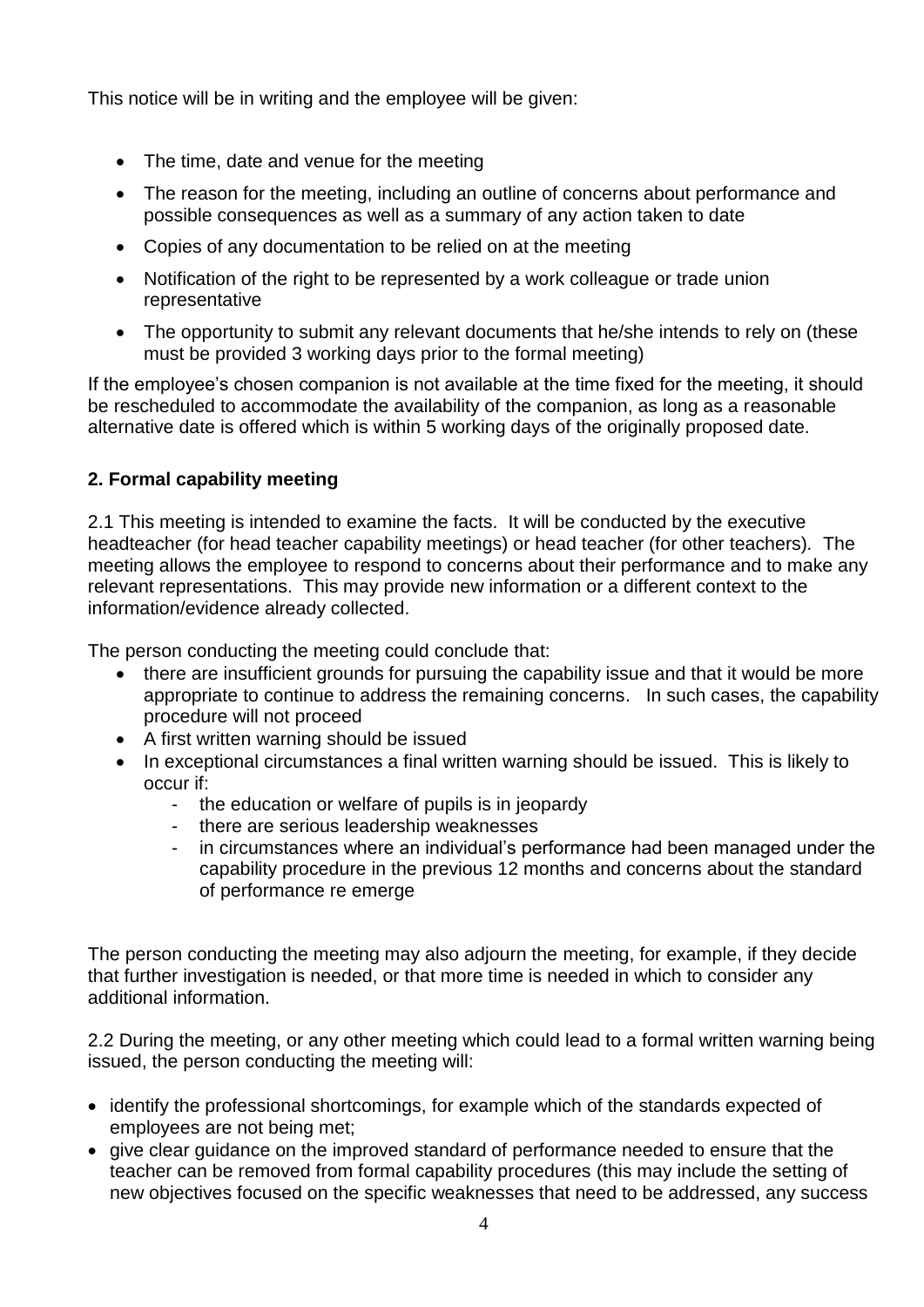This notice will be in writing and the employee will be given:

- The time, date and venue for the meeting
- The reason for the meeting, including an outline of concerns about performance and possible consequences as well as a summary of any action taken to date
- Copies of any documentation to be relied on at the meeting
- Notification of the right to be represented by a work colleague or trade union representative
- The opportunity to submit any relevant documents that he/she intends to rely on (these must be provided 3 working days prior to the formal meeting)

If the employee's chosen companion is not available at the time fixed for the meeting, it should be rescheduled to accommodate the availability of the companion, as long as a reasonable alternative date is offered which is within 5 working days of the originally proposed date.

**2. Formal capability meeting**

2.1 This meeting is intended to examine the facts. It will be conducted by the executive headteacher (for head teacher capability meetings) or head teacher (for other teachers). The meeting allows the employee to respond to concerns about their performance and to make any relevant representations. This may provide new information or a different context to the information/evidence already collected.

The person conducting the meeting could conclude that:

- there are insufficient grounds for pursuing the capability issue and that it would be more appropriate to continue to address the remaining concerns. In such cases, the capability procedure will not proceed
- A first written warning should be issued
- In exceptional circumstances a final written warning should be issued. This is likely to occur if:
  - the education or welfare of pupils is in jeopardy
  - there are serious leadership weaknesses
  - in circumstances where an individual's performance had been managed under the capability procedure in the previous 12 months and concerns about the standard of performance re emerge

The person conducting the meeting may also adjourn the meeting, for example, if they decide that further investigation is needed, or that more time is needed in which to consider any additional information.

2.2 During the meeting, or any other meeting which could lead to a formal written warning being issued, the person conducting the meeting will:

- identify the professional shortcomings, for example which of the standards expected of employees are not being met;
- give clear guidance on the improved standard of performance needed to ensure that the teacher can be removed from formal capability procedures (this may include the setting of new objectives focused on the specific weaknesses that need to be addressed, any success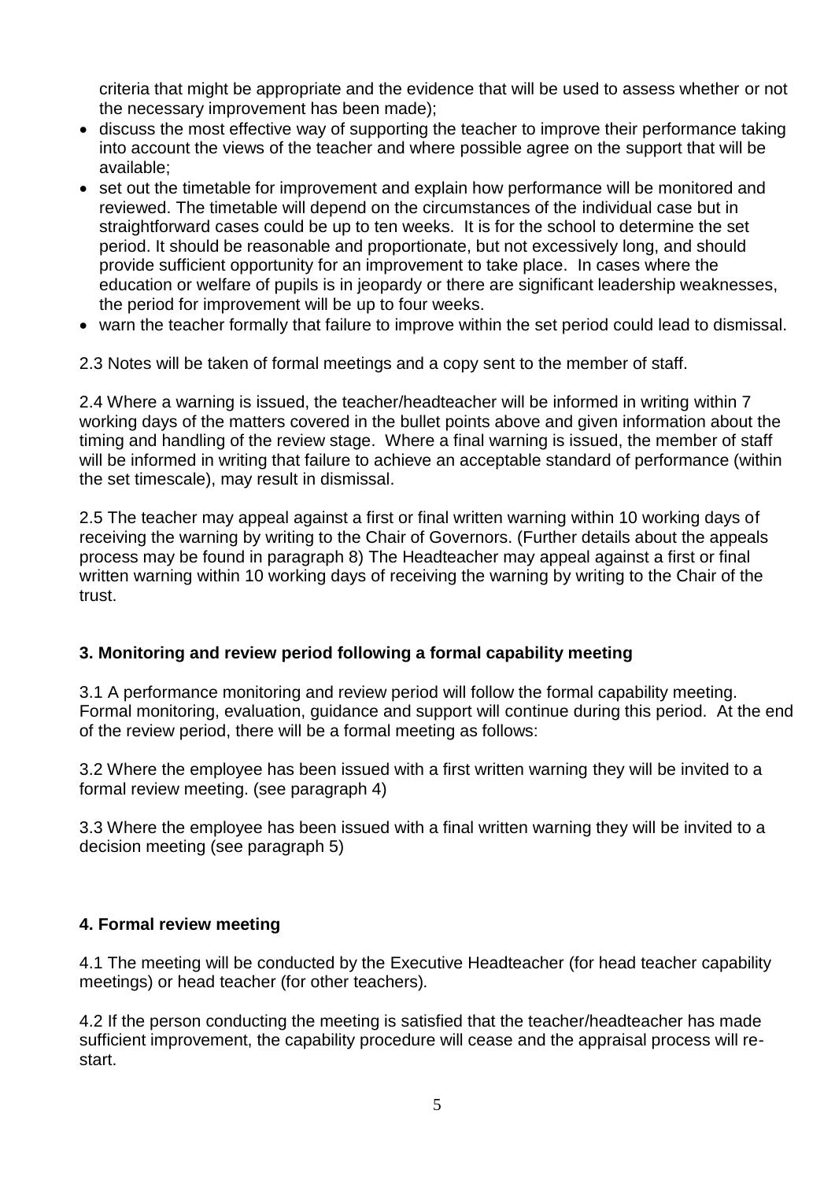criteria that might be appropriate and the evidence that will be used to assess whether or not the necessary improvement has been made);

- discuss the most effective way of supporting the teacher to improve their performance taking into account the views of the teacher and where possible agree on the support that will be available;
- set out the timetable for improvement and explain how performance will be monitored and reviewed. The timetable will depend on the circumstances of the individual case but in straightforward cases could be up to ten weeks. It is for the school to determine the set period. It should be reasonable and proportionate, but not excessively long, and should provide sufficient opportunity for an improvement to take place. In cases where the education or welfare of pupils is in jeopardy or there are significant leadership weaknesses, the period for improvement will be up to four weeks.
- warn the teacher formally that failure to improve within the set period could lead to dismissal.

2.3 Notes will be taken of formal meetings and a copy sent to the member of staff.

2.4 Where a warning is issued, the teacher/headteacher will be informed in writing within 7 working days of the matters covered in the bullet points above and given information about the timing and handling of the review stage. Where a final warning is issued, the member of staff will be informed in writing that failure to achieve an acceptable standard of performance (within the set timescale), may result in dismissal.

2.5 The teacher may appeal against a first or final written warning within 10 working days of receiving the warning by writing to the Chair of Governors. (Further details about the appeals process may be found in paragraph 8) The Headteacher may appeal against a first or final written warning within 10 working days of receiving the warning by writing to the Chair of the trust.

**3. Monitoring and review period following a formal capability meeting**

3.1 A performance monitoring and review period will follow the formal capability meeting. Formal monitoring, evaluation, guidance and support will continue during this period. At the end of the review period, there will be a formal meeting as follows:

3.2 Where the employee has been issued with a first written warning they will be invited to a formal review meeting. (see paragraph 4)

3.3 Where the employee has been issued with a final written warning they will be invited to a decision meeting (see paragraph 5)

**4. Formal review meeting**

4.1 The meeting will be conducted by the Executive Headteacher (for head teacher capability meetings) or head teacher (for other teachers).

4.2 If the person conducting the meeting is satisfied that the teacher/headteacher has made sufficient improvement, the capability procedure will cease and the appraisal process will re-start.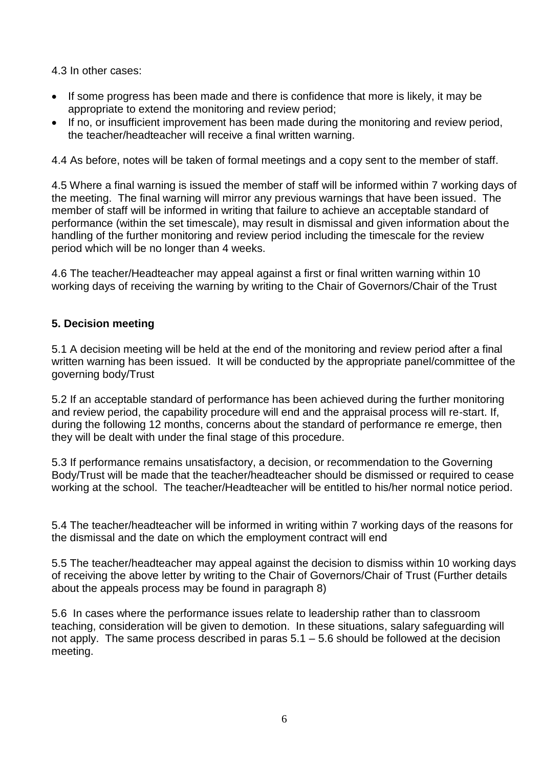4.3 In other cases:

- If some progress has been made and there is confidence that more is likely, it may be appropriate to extend the monitoring and review period;
- If no, or insufficient improvement has been made during the monitoring and review period, the teacher/headteacher will receive a final written warning.

4.4 As before, notes will be taken of formal meetings and a copy sent to the member of staff.

4.5 Where a final warning is issued the member of staff will be informed within 7 working days of the meeting. The final warning will mirror any previous warnings that have been issued. The member of staff will be informed in writing that failure to achieve an acceptable standard of performance (within the set timescale), may result in dismissal and given information about the handling of the further monitoring and review period including the timescale for the review period which will be no longer than 4 weeks.

4.6 The teacher/Headteacher may appeal against a first or final written warning within 10 working days of receiving the warning by writing to the Chair of Governors/Chair of the Trust

**5. Decision meeting**

5.1 A decision meeting will be held at the end of the monitoring and review period after a final written warning has been issued. It will be conducted by the appropriate panel/committee of the governing body/Trust

5.2 If an acceptable standard of performance has been achieved during the further monitoring and review period, the capability procedure will end and the appraisal process will re-start. If, during the following 12 months, concerns about the standard of performance re emerge, then they will be dealt with under the final stage of this procedure.

5.3 If performance remains unsatisfactory, a decision, or recommendation to the Governing Body/Trust will be made that the teacher/headteacher should be dismissed or required to cease working at the school. The teacher/Headteacher will be entitled to his/her normal notice period.

5.4 The teacher/headteacher will be informed in writing within 7 working days of the reasons for the dismissal and the date on which the employment contract will end

5.5 The teacher/headteacher may appeal against the decision to dismiss within 10 working days of receiving the above letter by writing to the Chair of Governors/Chair of Trust (Further details about the appeals process may be found in paragraph 8)

5.6 In cases where the performance issues relate to leadership rather than to classroom teaching, consideration will be given to demotion. In these situations, salary safeguarding will not apply. The same process described in paras 5.1 – 5.6 should be followed at the decision meeting.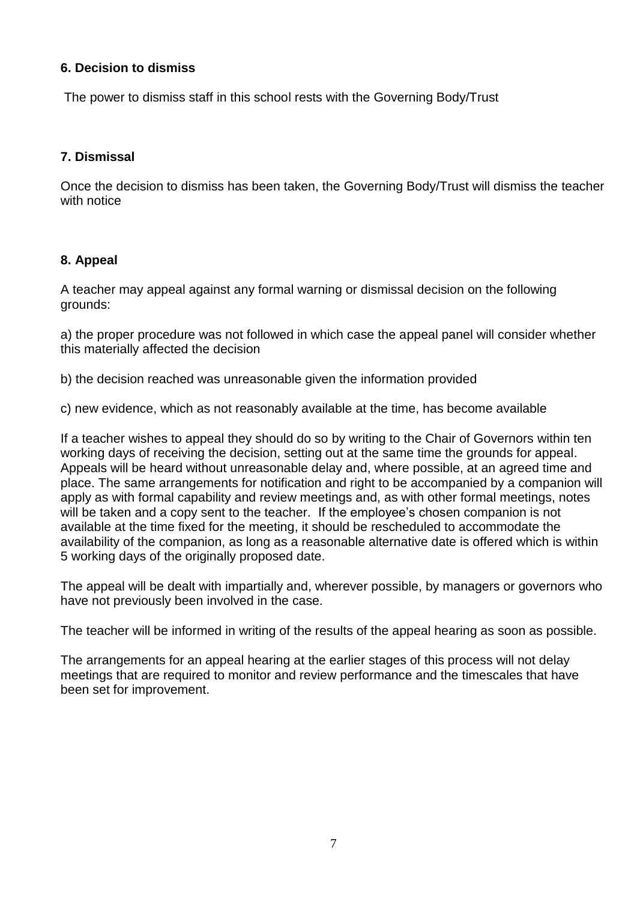### 6. Decision to dismiss

The power to dismiss staff in this school rests with the Governing Body/Trust

### 7. Dismissal

Once the decision to dismiss has been taken, the Governing Body/Trust will dismiss the teacher with notice

### 8. Appeal

A teacher may appeal against any formal warning or dismissal decision on the following grounds:

a) the proper procedure was not followed in which case the appeal panel will consider whether this materially affected the decision

b) the decision reached was unreasonable given the information provided

c) new evidence, which as not reasonably available at the time, has become available

If a teacher wishes to appeal they should do so by writing to the Chair of Governors within ten working days of receiving the decision, setting out at the same time the grounds for appeal. Appeals will be heard without unreasonable delay and, where possible, at an agreed time and place. The same arrangements for notification and right to be accompanied by a companion will apply as with formal capability and review meetings and, as with other formal meetings, notes will be taken and a copy sent to the teacher. If the employee's chosen companion is not available at the time fixed for the meeting, it should be rescheduled to accommodate the availability of the companion, as long as a reasonable alternative date is offered which is within 5 working days of the originally proposed date.

The appeal will be dealt with impartially and, wherever possible, by managers or governors who have not previously been involved in the case.

The teacher will be informed in writing of the results of the appeal hearing as soon as possible.

The arrangements for an appeal hearing at the earlier stages of this process will not delay meetings that are required to monitor and review performance and the timescales that have been set for improvement.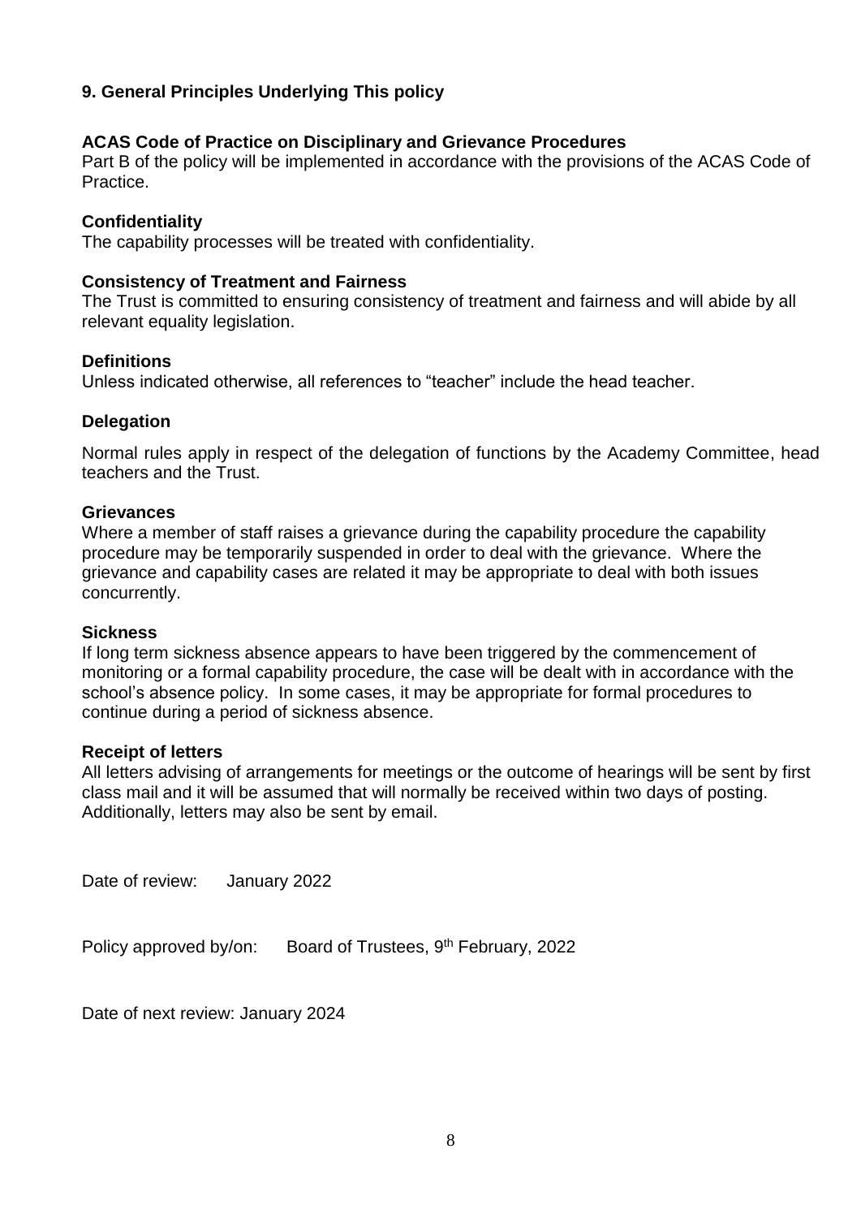## 9. General Principles Underlying This policy

**ACAS Code of Practice on Disciplinary and Grievance Procedures**
Part B of the policy will be implemented in accordance with the provisions of the ACAS Code of Practice.

**Confidentiality**
The capability processes will be treated with confidentiality.

**Consistency of Treatment and Fairness**
The Trust is committed to ensuring consistency of treatment and fairness and will abide by all relevant equality legislation.

**Definitions**
Unless indicated otherwise, all references to "teacher" include the head teacher.

**Delegation**

Normal rules apply in respect of the delegation of functions by the Academy Committee, head teachers and the Trust.

**Grievances**
Where a member of staff raises a grievance during the capability procedure the capability procedure may be temporarily suspended in order to deal with the grievance. Where the grievance and capability cases are related it may be appropriate to deal with both issues concurrently.

**Sickness**
If long term sickness absence appears to have been triggered by the commencement of monitoring or a formal capability procedure, the case will be dealt with in accordance with the school's absence policy. In some cases, it may be appropriate for formal procedures to continue during a period of sickness absence.

**Receipt of letters**
All letters advising of arrangements for meetings or the outcome of hearings will be sent by first class mail and it will be assumed that will normally be received within two days of posting. Additionally, letters may also be sent by email.

Date of review: January 2022

Policy approved by/on: Board of Trustees, 9th February, 2022

Date of next review: January 2024